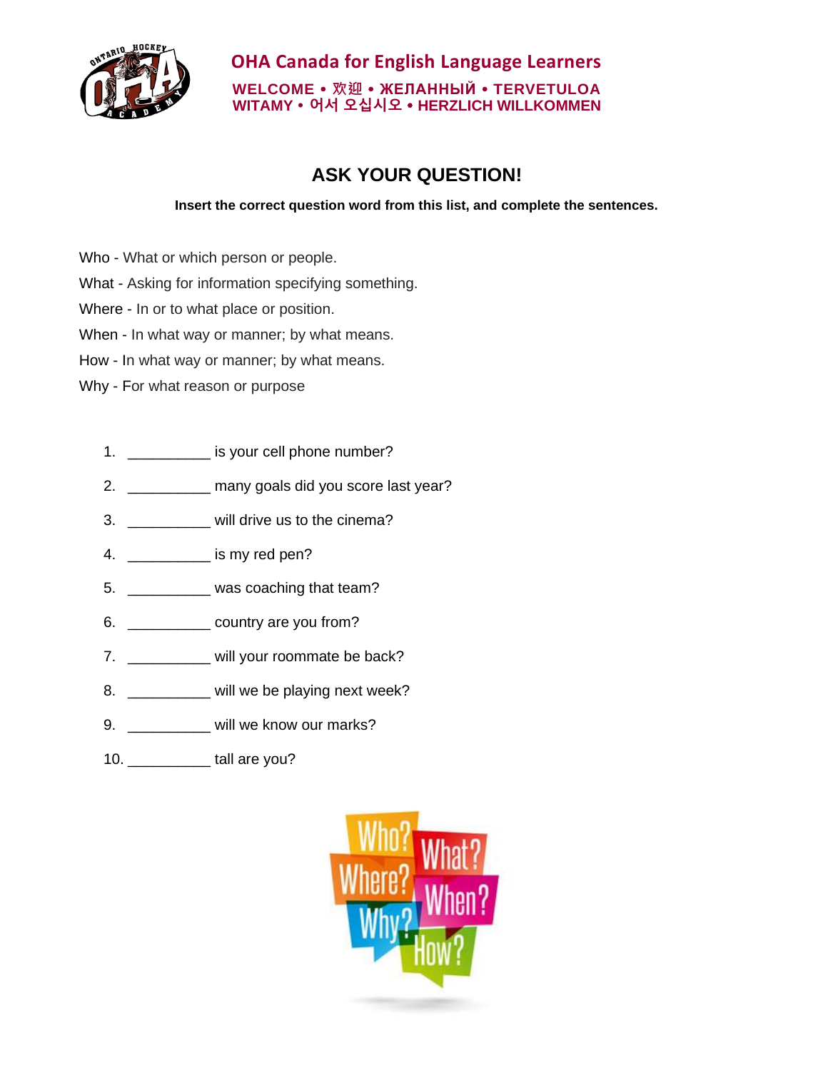OHA Canada for English Language Learners

WELCOME • 欢迎 • ЖЕЛАННЫЙ • TERVETULOA
WITAMY • 어서 오십시오 • HERZLICH WILLKOMMEN

# ASK YOUR QUESTION!

**Insert the correct question word from this list, and complete the sentences.**

Who - What or which person or people.

What - Asking for information specifying something.

Where - In or to what place or position.

When - In what way or manner; by what means.

How - In what way or manner; by what means.

Why - For what reason or purpose

1. __________ is your cell phone number?
2. __________ many goals did you score last year?
3. __________ will drive us to the cinema?
4. __________ is my red pen?
5. __________ was coaching that team?
6. __________ country are you from?
7. __________ will your roommate be back?
8. __________ will we be playing next week?
9. __________ will we know our marks?
10. __________ tall are you?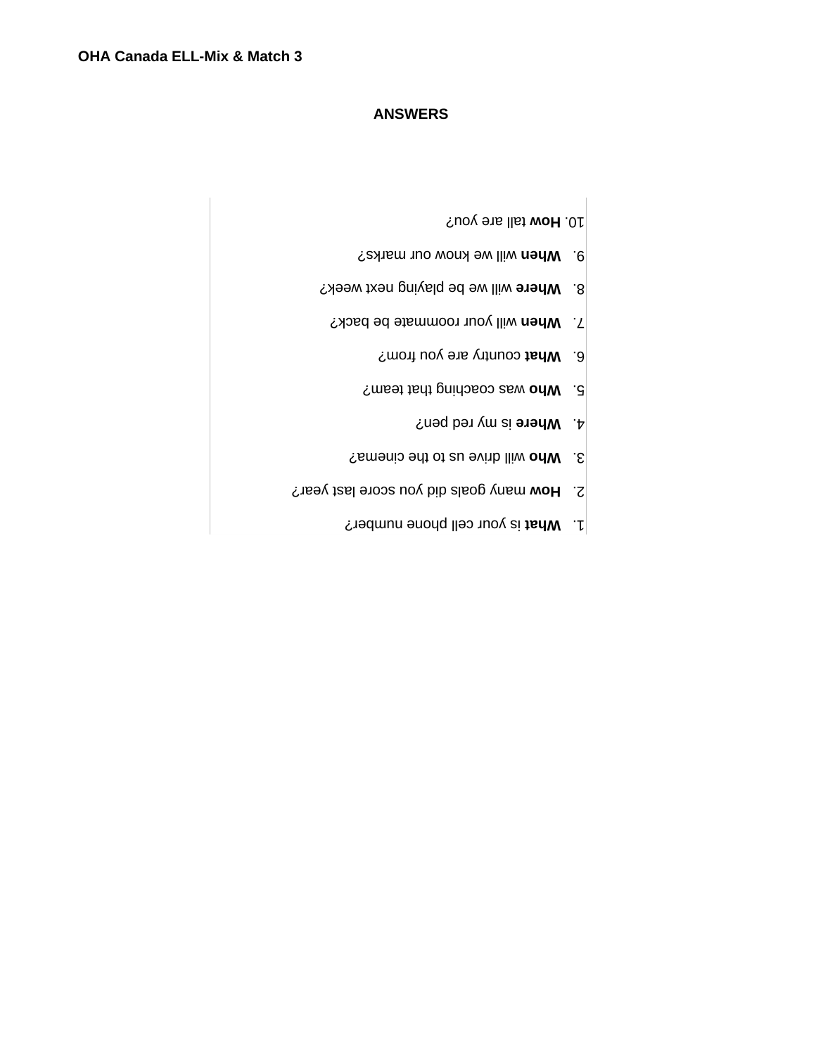**OHA Canada ELL-Mix & Match 3**

**ANSWERS**

1. **What** is your cell phone number?
2. **How** many goals did you score last year?
3. **Who** will drive us to the cinema?
4. **Where** is my red pen?
5. **Who** was coaching that team?
6. **What** country are you from?
7. **When** will your roommate be back?
8. **Where** will we be playing next week?
9. **When** will we know our marks?
10. **How** tall are you?